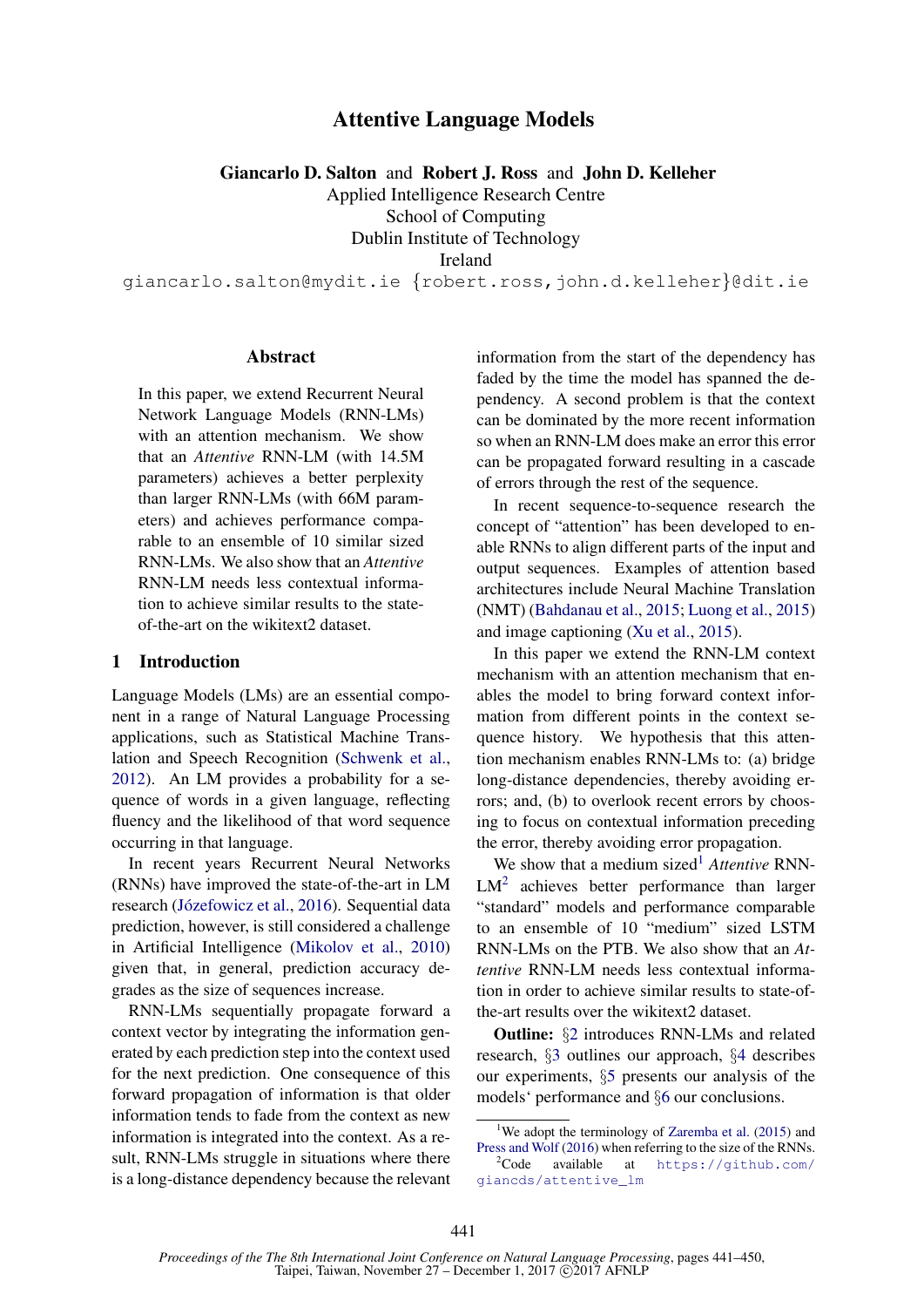# Attentive Language Models

**Giancarlo D. Salton** and **Robert J. Ross** and **John D. Kelleher**
Applied Intelligence Research Centre
School of Computing
Dublin Institute of Technology
Ireland
giancarlo.salton@mydit.ie {robert.ross,john.d.kelleher}@dit.ie

## Abstract

In this paper, we extend Recurrent Neural Network Language Models (RNN-LMs) with an attention mechanism. We show that an *Attentive* RNN-LM (with 14.5M parameters) achieves a better perplexity than larger RNN-LMs (with 66M parameters) and achieves performance comparable to an ensemble of 10 similar sized RNN-LMs. We also show that an *Attentive* RNN-LM needs less contextual information to achieve similar results to the state-of-the-art on the wikitext2 dataset.

## 1 Introduction

Language Models (LMs) are an essential component in a range of Natural Language Processing applications, such as Statistical Machine Translation and Speech Recognition (Schwenk et al., 2012). An LM provides a probability for a sequence of words in a given language, reflecting fluency and the likelihood of that word sequence occurring in that language.

In recent years Recurrent Neural Networks (RNNs) have improved the state-of-the-art in LM research (Józefowicz et al., 2016). Sequential data prediction, however, is still considered a challenge in Artificial Intelligence (Mikolov et al., 2010) given that, in general, prediction accuracy degrades as the size of sequences increase.

RNN-LMs sequentially propagate forward a context vector by integrating the information generated by each prediction step into the context used for the next prediction. One consequence of this forward propagation of information is that older information tends to fade from the context as new information is integrated into the context. As a result, RNN-LMs struggle in situations where there is a long-distance dependency because the relevant information from the start of the dependency has faded by the time the model has spanned the dependency. A second problem is that the context can be dominated by the more recent information so when an RNN-LM does make an error this error can be propagated forward resulting in a cascade of errors through the rest of the sequence.

In recent sequence-to-sequence research the concept of "attention" has been developed to enable RNNs to align different parts of the input and output sequences. Examples of attention based architectures include Neural Machine Translation (NMT) (Bahdanau et al., 2015; Luong et al., 2015) and image captioning (Xu et al., 2015).

In this paper we extend the RNN-LM context mechanism with an attention mechanism that enables the model to bring forward context information from different points in the context sequence history. We hypothesis that this attention mechanism enables RNN-LMs to: (a) bridge long-distance dependencies, thereby avoiding errors; and, (b) to overlook recent errors by choosing to focus on contextual information preceding the error, thereby avoiding error propagation.

We show that a medium sized[1] *Attentive* RNN-LM[2] achieves better performance than larger "standard" models and performance comparable to an ensemble of 10 "medium" sized LSTM RNN-LMs on the PTB. We also show that an *Attentive* RNN-LM needs less contextual information in order to achieve similar results to state-of-the-art results over the wikitext2 dataset.

**Outline:** §2 introduces RNN-LMs and related research, §3 outlines our approach, §4 describes our experiments, §5 presents our analysis of the models' performance and §6 our conclusions.

[1] We adopt the terminology of Zaremba et al. (2015) and Press and Wolf (2016) when referring to the size of the RNNs.

[2] Code available at https://github.com/giancds/attentive_lm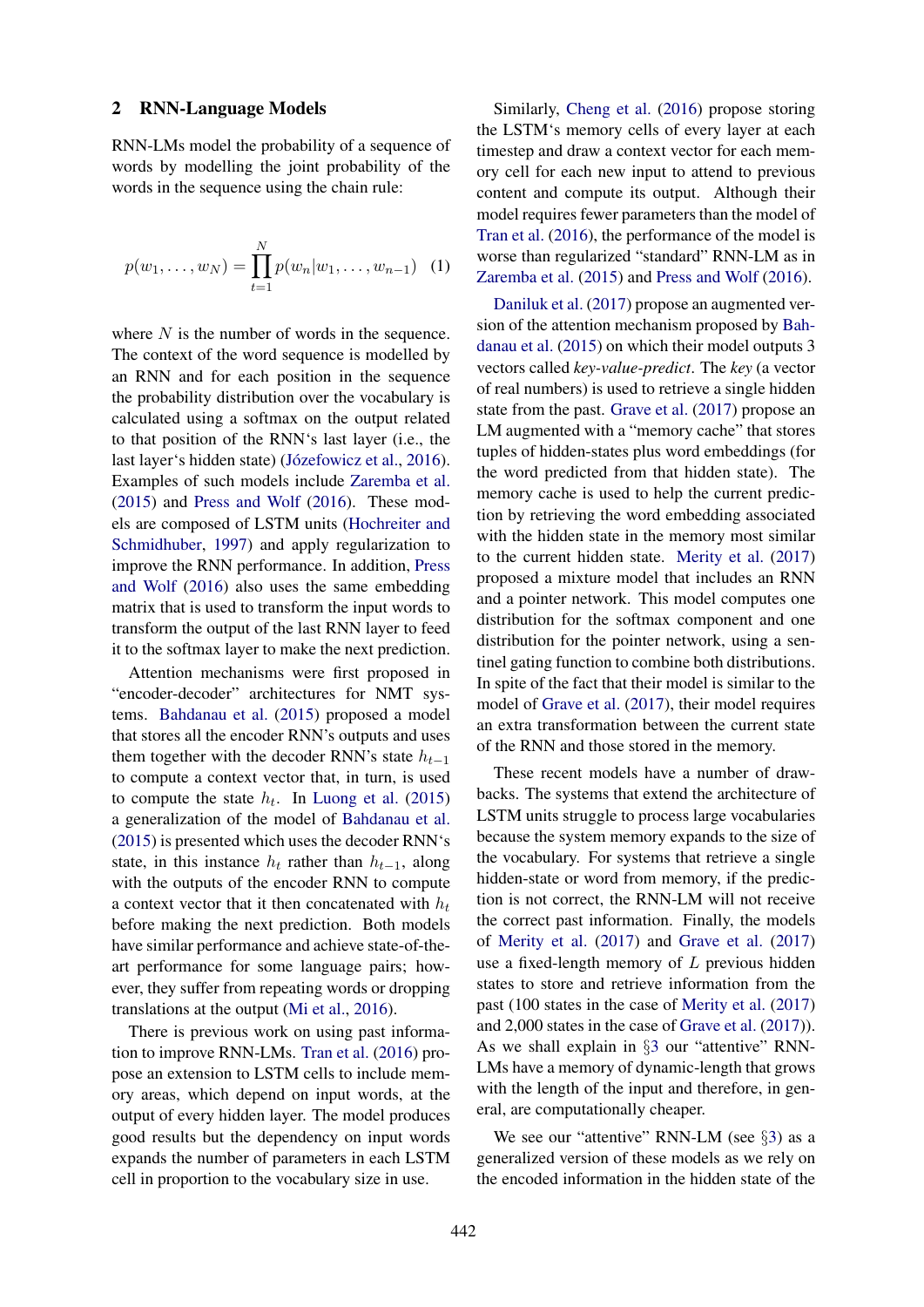## 2 RNN-Language Models

RNN-LMs model the probability of a sequence of words by modelling the joint probability of the words in the sequence using the chain rule:

$$p(w_1, \ldots, w_N) = \prod_{t=1}^{N} p(w_n | w_1, \ldots, w_{n-1}) \quad (1)$$

where $N$ is the number of words in the sequence. The context of the word sequence is modelled by an RNN and for each position in the sequence the probability distribution over the vocabulary is calculated using a softmax on the output related to that position of the RNN's last layer (i.e., the last layer's hidden state) (Józefowicz et al., 2016). Examples of such models include Zaremba et al. (2015) and Press and Wolf (2016). These models are composed of LSTM units (Hochreiter and Schmidhuber, 1997) and apply regularization to improve the RNN performance. In addition, Press and Wolf (2016) also uses the same embedding matrix that is used to transform the input words to transform the output of the last RNN layer to feed it to the softmax layer to make the next prediction.

Attention mechanisms were first proposed in "encoder-decoder" architectures for NMT systems. Bahdanau et al. (2015) proposed a model that stores all the encoder RNN's outputs and uses them together with the decoder RNN's state $h_{t-1}$ to compute a context vector that, in turn, is used to compute the state $h_t$. In Luong et al. (2015) a generalization of the model of Bahdanau et al. (2015) is presented which uses the decoder RNN's state, in this instance $h_t$ rather than $h_{t-1}$, along with the outputs of the encoder RNN to compute a context vector that it then concatenated with $h_t$ before making the next prediction. Both models have similar performance and achieve state-of-the-art performance for some language pairs; however, they suffer from repeating words or dropping translations at the output (Mi et al., 2016).

There is previous work on using past information to improve RNN-LMs. Tran et al. (2016) propose an extension to LSTM cells to include memory areas, which depend on input words, at the output of every hidden layer. The model produces good results but the dependency on input words expands the number of parameters in each LSTM cell in proportion to the vocabulary size in use.

Similarly, Cheng et al. (2016) propose storing the LSTM's memory cells of every layer at each timestep and draw a context vector for each memory cell for each new input to attend to previous content and compute its output. Although their model requires fewer parameters than the model of Tran et al. (2016), the performance of the model is worse than regularized "standard" RNN-LM as in Zaremba et al. (2015) and Press and Wolf (2016).

Daniluk et al. (2017) propose an augmented version of the attention mechanism proposed by Bahdanau et al. (2015) on which their model outputs 3 vectors called *key-value-predict*. The *key* (a vector of real numbers) is used to retrieve a single hidden state from the past. Grave et al. (2017) propose an LM augmented with a "memory cache" that stores tuples of hidden-states plus word embeddings (for the word predicted from that hidden state). The memory cache is used to help the current prediction by retrieving the word embedding associated with the hidden state in the memory most similar to the current hidden state. Merity et al. (2017) proposed a mixture model that includes an RNN and a pointer network. This model computes one distribution for the softmax component and one distribution for the pointer network, using a sentinel gating function to combine both distributions. In spite of the fact that their model is similar to the model of Grave et al. (2017), their model requires an extra transformation between the current state of the RNN and those stored in the memory.

These recent models have a number of drawbacks. The systems that extend the architecture of LSTM units struggle to process large vocabularies because the system memory expands to the size of the vocabulary. For systems that retrieve a single hidden-state or word from memory, if the prediction is not correct, the RNN-LM will not receive the correct past information. Finally, the models of Merity et al. (2017) and Grave et al. (2017) use a fixed-length memory of $L$ previous hidden states to store and retrieve information from the past (100 states in the case of Merity et al. (2017) and 2,000 states in the case of Grave et al. (2017)). As we shall explain in §3 our "attentive" RNN-LMs have a memory of dynamic-length that grows with the length of the input and therefore, in general, are computationally cheaper.

We see our "attentive" RNN-LM (see §3) as a generalized version of these models as we rely on the encoded information in the hidden state of the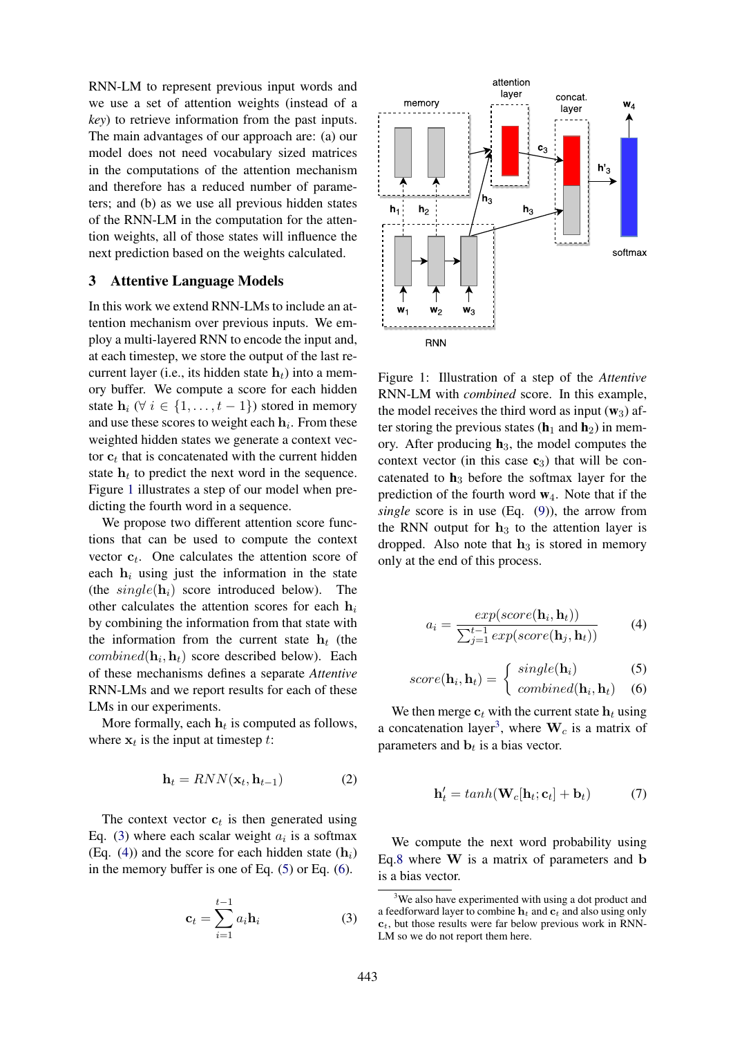RNN-LM to represent previous input words and we use a set of attention weights (instead of a *key*) to retrieve information from the past inputs. The main advantages of our approach are: (a) our model does not need vocabulary sized matrices in the computations of the attention mechanism and therefore has a reduced number of parameters; and (b) as we use all previous hidden states of the RNN-LM in the computation for the attention weights, all of those states will influence the next prediction based on the weights calculated.

## 3 Attentive Language Models

In this work we extend RNN-LMs to include an attention mechanism over previous inputs. We employ a multi-layered RNN to encode the input and, at each timestep, we store the output of the last recurrent layer (i.e., its hidden state $\mathbf{h}_t$) into a memory buffer. We compute a score for each hidden state $\mathbf{h}_i$ ($\forall\, i \in \{1, \ldots, t-1\}$) stored in memory and use these scores to weight each $\mathbf{h}_i$. From these weighted hidden states we generate a context vector $\mathbf{c}_t$ that is concatenated with the current hidden state $\mathbf{h}_t$ to predict the next word in the sequence. Figure 1 illustrates a step of our model when predicting the fourth word in a sequence.

We propose two different attention score functions that can be used to compute the context vector $\mathbf{c}_t$. One calculates the attention score of each $\mathbf{h}_i$ using just the information in the state (the $single(\mathbf{h}_i)$ score introduced below). The other calculates the attention scores for each $\mathbf{h}_i$ by combining the information from that state with the information from the current state $\mathbf{h}_t$ (the $combined(\mathbf{h}_i, \mathbf{h}_t)$ score described below). Each of these mechanisms defines a separate *Attentive* RNN-LMs and we report results for each of these LMs in our experiments.

More formally, each $\mathbf{h}_t$ is computed as follows, where $\mathbf{x}_t$ is the input at timestep $t$:

$$\mathbf{h}_t = RNN(\mathbf{x}_t, \mathbf{h}_{t-1}) \tag{2}$$

The context vector $\mathbf{c}_t$ is then generated using Eq. (3) where each scalar weight $a_i$ is a softmax (Eq. (4)) and the score for each hidden state ($\mathbf{h}_i$) in the memory buffer is one of Eq. (5) or Eq. (6).

$$\mathbf{c}_t = \sum_{i=1}^{t-1} a_i \mathbf{h}_i \tag{3}$$

memory

attention layer

concat. layer

$\mathbf{w}_4$

$\mathbf{c}_3$

$\mathbf{h}'_3$

$\mathbf{h}_1$ $\mathbf{h}_2$

$\mathbf{h}_3$

$\mathbf{h}_3$

softmax

$\mathbf{w}_1$ $\mathbf{w}_2$ $\mathbf{w}_3$

RNN

Figure 1: Illustration of a step of the *Attentive* RNN-LM with *combined* score. In this example, the model receives the third word as input ($\mathbf{w}_3$) after storing the previous states ($\mathbf{h}_1$ and $\mathbf{h}_2$) in memory. After producing $\mathbf{h}_3$, the model computes the context vector (in this case $\mathbf{c}_3$) that will be concatenated to $\mathbf{h}_3$ before the softmax layer for the prediction of the fourth word $\mathbf{w}_4$. Note that if the *single* score is in use (Eq. (9)), the arrow from the RNN output for $\mathbf{h}_3$ to the attention layer is dropped. Also note that $\mathbf{h}_3$ is stored in memory only at the end of this process.

$$a_i = \frac{exp(score(\mathbf{h}_i, \mathbf{h}_t))}{\sum_{j=1}^{t-1} exp(score(\mathbf{h}_j, \mathbf{h}_t))} \tag{4}$$

$$score(\mathbf{h}_i, \mathbf{h}_t) = \begin{cases} single(\mathbf{h}_i) & (5) \\ combined(\mathbf{h}_i, \mathbf{h}_t) & (6) \end{cases}$$

We then merge $\mathbf{c}_t$ with the current state $\mathbf{h}_t$ using a concatenation layer[3], where $\mathbf{W}_c$ is a matrix of parameters and $\mathbf{b}_t$ is a bias vector.

$$\mathbf{h}'_t = tanh(\mathbf{W}_c[\mathbf{h}_t; \mathbf{c}_t] + \mathbf{b}_t) \tag{7}$$

We compute the next word probability using Eq.8 where $\mathbf{W}$ is a matrix of parameters and $\mathbf{b}$ is a bias vector.

[3] We also have experimented with using a dot product and a feedforward layer to combine $\mathbf{h}_t$ and $\mathbf{c}_t$ and also using only $\mathbf{c}_t$, but those results were far below previous work in RNN-LM so we do not report them here.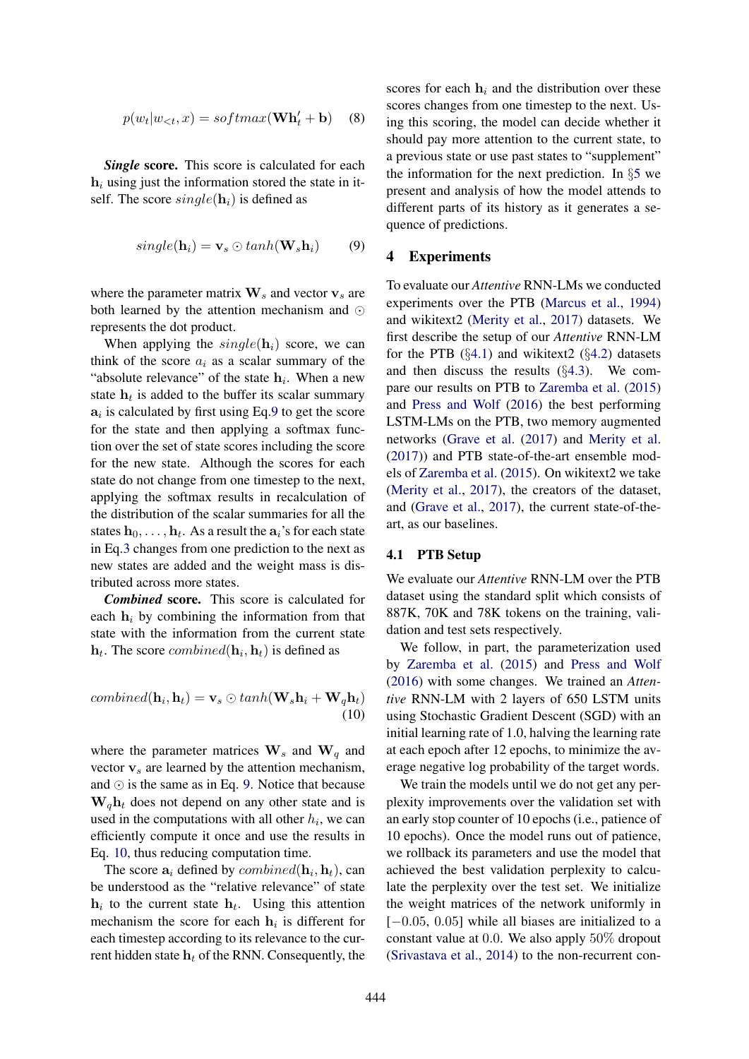$$p(w_t|w_{<t}, x) = softmax(\mathbf{W}\mathbf{h}'_t + \mathbf{b}) \quad (8)$$

***Single* score.** This score is calculated for each $\mathbf{h}_i$ using just the information stored the state in itself. The score $single(\mathbf{h}_i)$ is defined as

$$single(\mathbf{h}_i) = \mathbf{v}_s \odot tanh(\mathbf{W}_s \mathbf{h}_i) \quad (9)$$

where the parameter matrix $\mathbf{W}_s$ and vector $\mathbf{v}_s$ are both learned by the attention mechanism and $\odot$ represents the dot product.

When applying the $single(\mathbf{h}_i)$ score, we can think of the score $a_i$ as a scalar summary of the "absolute relevance" of the state $\mathbf{h}_i$. When a new state $\mathbf{h}_t$ is added to the buffer its scalar summary $\mathbf{a}_i$ is calculated by first using Eq.9 to get the score for the state and then applying a softmax function over the set of state scores including the score for the new state. Although the scores for each state do not change from one timestep to the next, applying the softmax results in recalculation of the distribution of the scalar summaries for all the states $\mathbf{h}_0, \dots, \mathbf{h}_t$. As a result the $\mathbf{a}_i$'s for each state in Eq.3 changes from one prediction to the next as new states are added and the weight mass is distributed across more states.

***Combined* score.** This score is calculated for each $\mathbf{h}_i$ by combining the information from that state with the information from the current state $\mathbf{h}_t$. The score $combined(\mathbf{h}_i, \mathbf{h}_t)$ is defined as

$$combined(\mathbf{h}_i, \mathbf{h}_t) = \mathbf{v}_s \odot tanh(\mathbf{W}_s \mathbf{h}_i + \mathbf{W}_q \mathbf{h}_t) \quad (10)$$

where the parameter matrices $\mathbf{W}_s$ and $\mathbf{W}_q$ and vector $\mathbf{v}_s$ are learned by the attention mechanism, and $\odot$ is the same as in Eq. 9. Notice that because $\mathbf{W}_q \mathbf{h}_t$ does not depend on any other state and is used in the computations with all other $h_i$, we can efficiently compute it once and use the results in Eq. 10, thus reducing computation time.

The score $\mathbf{a}_i$ defined by $combined(\mathbf{h}_i, \mathbf{h}_t)$, can be understood as the "relative relevance" of state $\mathbf{h}_i$ to the current state $\mathbf{h}_t$. Using this attention mechanism the score for each $\mathbf{h}_i$ is different for each timestep according to its relevance to the current hidden state $\mathbf{h}_t$ of the RNN. Consequently, the scores for each $\mathbf{h}_i$ and the distribution over these scores changes from one timestep to the next. Using this scoring, the model can decide whether it should pay more attention to the current state, to a previous state or use past states to "supplement" the information for the next prediction. In §5 we present and analysis of how the model attends to different parts of its history as it generates a sequence of predictions.

## 4 Experiments

To evaluate our *Attentive* RNN-LMs we conducted experiments over the PTB (Marcus et al., 1994) and wikitext2 (Merity et al., 2017) datasets. We first describe the setup of our *Attentive* RNN-LM for the PTB (§4.1) and wikitext2 (§4.2) datasets and then discuss the results (§4.3). We compare our results on PTB to Zaremba et al. (2015) and Press and Wolf (2016) the best performing LSTM-LMs on the PTB, two memory augmented networks (Grave et al. (2017) and Merity et al. (2017)) and PTB state-of-the-art ensemble models of Zaremba et al. (2015). On wikitext2 we take (Merity et al., 2017), the creators of the dataset, and (Grave et al., 2017), the current state-of-the-art, as our baselines.

### 4.1 PTB Setup

We evaluate our *Attentive* RNN-LM over the PTB dataset using the standard split which consists of 887K, 70K and 78K tokens on the training, validation and test sets respectively.

We follow, in part, the parameterization used by Zaremba et al. (2015) and Press and Wolf (2016) with some changes. We trained an *Attentive* RNN-LM with 2 layers of 650 LSTM units using Stochastic Gradient Descent (SGD) with an initial learning rate of 1.0, halving the learning rate at each epoch after 12 epochs, to minimize the average negative log probability of the target words.

We train the models until we do not get any perplexity improvements over the validation set with an early stop counter of 10 epochs (i.e., patience of 10 epochs). Once the model runs out of patience, we rollback its parameters and use the model that achieved the best validation perplexity to calculate the perplexity over the test set. We initialize the weight matrices of the network uniformly in $[-0.05, 0.05]$ while all biases are initialized to a constant value at $0.0$. We also apply $50\%$ dropout (Srivastava et al., 2014) to the non-recurrent con-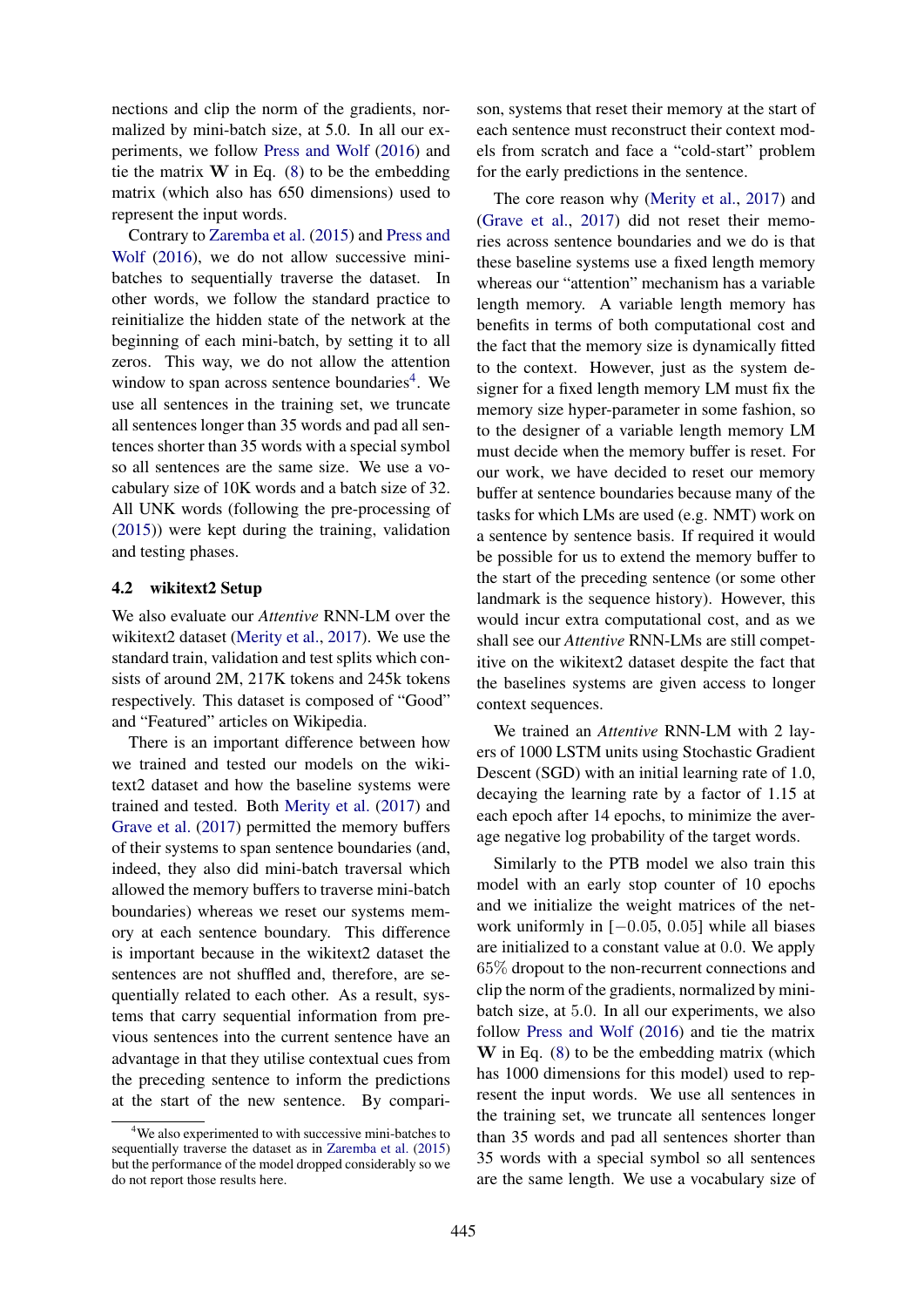nections and clip the norm of the gradients, normalized by mini-batch size, at 5.0. In all our experiments, we follow Press and Wolf (2016) and tie the matrix $\mathbf{W}$ in Eq. (8) to be the embedding matrix (which also has 650 dimensions) used to represent the input words.

Contrary to Zaremba et al. (2015) and Press and Wolf (2016), we do not allow successive mini-batches to sequentially traverse the dataset. In other words, we follow the standard practice to reinitialize the hidden state of the network at the beginning of each mini-batch, by setting it to all zeros. This way, we do not allow the attention window to span across sentence boundaries[4]. We use all sentences in the training set, we truncate all sentences longer than 35 words and pad all sentences shorter than 35 words with a special symbol so all sentences are the same size. We use a vocabulary size of 10K words and a batch size of 32. All UNK words (following the pre-processing of (2015)) were kept during the training, validation and testing phases.

### 4.2 wikitext2 Setup

We also evaluate our *Attentive* RNN-LM over the wikitext2 dataset (Merity et al., 2017). We use the standard train, validation and test splits which consists of around 2M, 217K tokens and 245k tokens respectively. This dataset is composed of "Good" and "Featured" articles on Wikipedia.

There is an important difference between how we trained and tested our models on the wikitext2 dataset and how the baseline systems were trained and tested. Both Merity et al. (2017) and Grave et al. (2017) permitted the memory buffers of their systems to span sentence boundaries (and, indeed, they also did mini-batch traversal which allowed the memory buffers to traverse mini-batch boundaries) whereas we reset our systems memory at each sentence boundary. This difference is important because in the wikitext2 dataset the sentences are not shuffled and, therefore, are sequentially related to each other. As a result, systems that carry sequential information from previous sentences into the current sentence have an advantage in that they utilise contextual cues from the preceding sentence to inform the predictions at the start of the new sentence. By comparison, systems that reset their memory at the start of each sentence must reconstruct their context models from scratch and face a "cold-start" problem for the early predictions in the sentence.

The core reason why (Merity et al., 2017) and (Grave et al., 2017) did not reset their memories across sentence boundaries and we do is that these baseline systems use a fixed length memory whereas our "attention" mechanism has a variable length memory. A variable length memory has benefits in terms of both computational cost and the fact that the memory size is dynamically fitted to the context. However, just as the system designer for a fixed length memory LM must fix the memory size hyper-parameter in some fashion, so to the designer of a variable length memory LM must decide when the memory buffer is reset. For our work, we have decided to reset our memory buffer at sentence boundaries because many of the tasks for which LMs are used (e.g. NMT) work on a sentence by sentence basis. If required it would be possible for us to extend the memory buffer to the start of the preceding sentence (or some other landmark is the sequence history). However, this would incur extra computational cost, and as we shall see our *Attentive* RNN-LMs are still competitive on the wikitext2 dataset despite the fact that the baselines systems are given access to longer context sequences.

We trained an *Attentive* RNN-LM with 2 layers of 1000 LSTM units using Stochastic Gradient Descent (SGD) with an initial learning rate of 1.0, decaying the learning rate by a factor of 1.15 at each epoch after 14 epochs, to minimize the average negative log probability of the target words.

Similarly to the PTB model we also train this model with an early stop counter of 10 epochs and we initialize the weight matrices of the network uniformly in $[-0.05, 0.05]$ while all biases are initialized to a constant value at $0.0$. We apply $65\%$ dropout to the non-recurrent connections and clip the norm of the gradients, normalized by mini-batch size, at $5.0$. In all our experiments, we also follow Press and Wolf (2016) and tie the matrix $\mathbf{W}$ in Eq. (8) to be the embedding matrix (which has 1000 dimensions for this model) used to represent the input words. We use all sentences in the training set, we truncate all sentences longer than 35 words and pad all sentences shorter than 35 words with a special symbol so all sentences are the same length. We use a vocabulary size of

[4]We also experimented to with successive mini-batches to sequentially traverse the dataset as in Zaremba et al. (2015) but the performance of the model dropped considerably so we do not report those results here.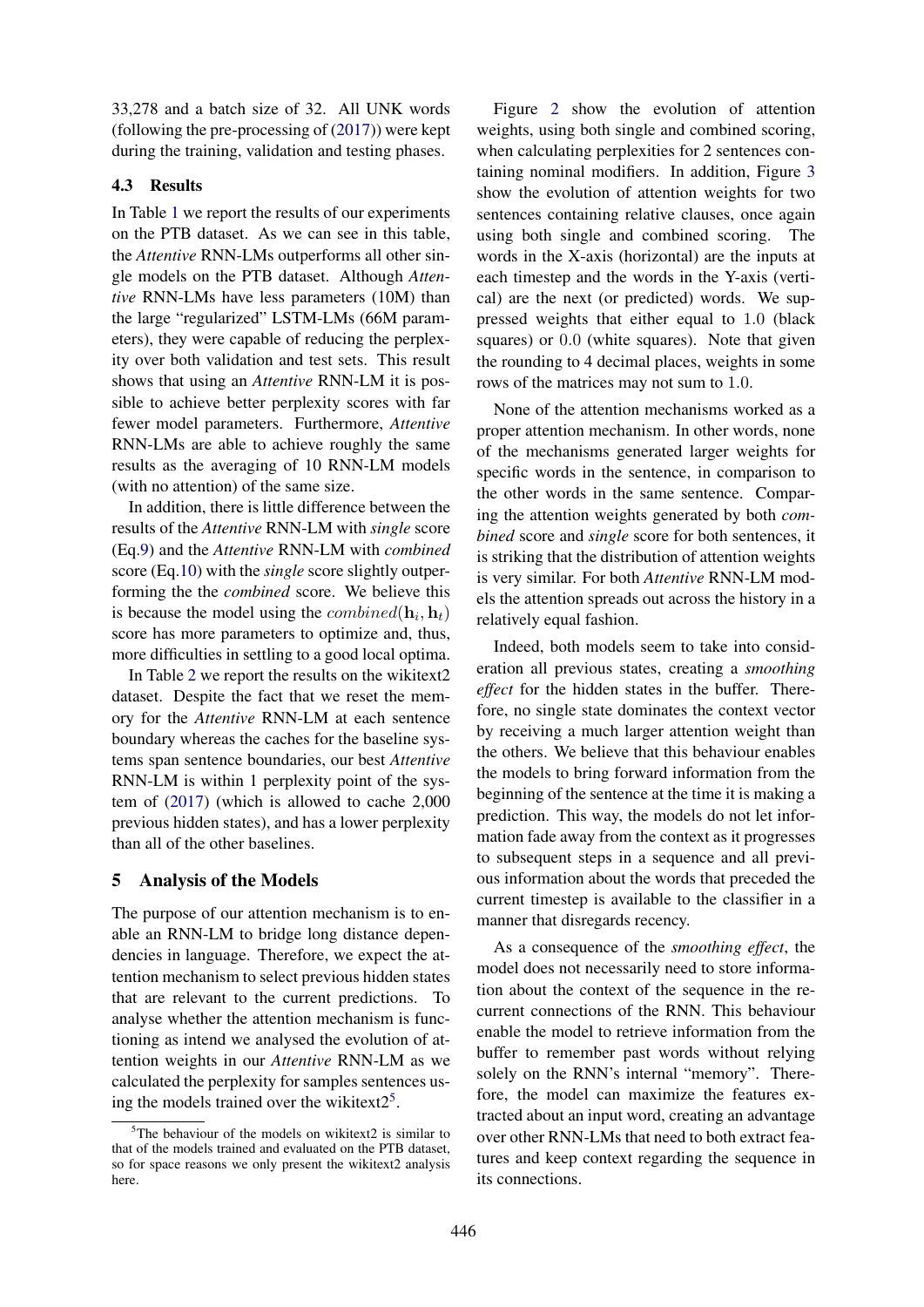33,278 and a batch size of 32. All UNK words (following the pre-processing of (2017)) were kept during the training, validation and testing phases.

### 4.3 Results

In Table 1 we report the results of our experiments on the PTB dataset. As we can see in this table, the *Attentive* RNN-LMs outperforms all other single models on the PTB dataset. Although *Attentive* RNN-LMs have less parameters (10M) than the large "regularized" LSTM-LMs (66M parameters), they were capable of reducing the perplexity over both validation and test sets. This result shows that using an *Attentive* RNN-LM it is possible to achieve better perplexity scores with far fewer model parameters. Furthermore, *Attentive* RNN-LMs are able to achieve roughly the same results as the averaging of 10 RNN-LM models (with no attention) of the same size.

In addition, there is little difference between the results of the *Attentive* RNN-LM with *single* score (Eq.9) and the *Attentive* RNN-LM with *combined* score (Eq.10) with the *single* score slightly outperforming the the *combined* score. We believe this is because the model using the $combined(\mathbf{h}_i, \mathbf{h}_t)$ score has more parameters to optimize and, thus, more difficulties in settling to a good local optima.

In Table 2 we report the results on the wikitext2 dataset. Despite the fact that we reset the memory for the *Attentive* RNN-LM at each sentence boundary whereas the caches for the baseline systems span sentence boundaries, our best *Attentive* RNN-LM is within 1 perplexity point of the system of (2017) (which is allowed to cache 2,000 previous hidden states), and has a lower perplexity than all of the other baselines.

## 5 Analysis of the Models

The purpose of our attention mechanism is to enable an RNN-LM to bridge long distance dependencies in language. Therefore, we expect the attention mechanism to select previous hidden states that are relevant to the current predictions. To analyse whether the attention mechanism is functioning as intend we analysed the evolution of attention weights in our *Attentive* RNN-LM as we calculated the perplexity for samples sentences using the models trained over the wikitext2[5].

[5]The behaviour of the models on wikitext2 is similar to that of the models trained and evaluated on the PTB dataset, so for space reasons we only present the wikitext2 analysis here.

Figure 2 show the evolution of attention weights, using both single and combined scoring, when calculating perplexities for 2 sentences containing nominal modifiers. In addition, Figure 3 show the evolution of attention weights for two sentences containing relative clauses, once again using both single and combined scoring. The words in the X-axis (horizontal) are the inputs at each timestep and the words in the Y-axis (vertical) are the next (or predicted) words. We suppressed weights that either equal to 1.0 (black squares) or 0.0 (white squares). Note that given the rounding to 4 decimal places, weights in some rows of the matrices may not sum to 1.0.

None of the attention mechanisms worked as a proper attention mechanism. In other words, none of the mechanisms generated larger weights for specific words in the sentence, in comparison to the other words in the same sentence. Comparing the attention weights generated by both *combined* score and *single* score for both sentences, it is striking that the distribution of attention weights is very similar. For both *Attentive* RNN-LM models the attention spreads out across the history in a relatively equal fashion.

Indeed, both models seem to take into consideration all previous states, creating a *smoothing effect* for the hidden states in the buffer. Therefore, no single state dominates the context vector by receiving a much larger attention weight than the others. We believe that this behaviour enables the models to bring forward information from the beginning of the sentence at the time it is making a prediction. This way, the models do not let information fade away from the context as it progresses to subsequent steps in a sequence and all previous information about the words that preceded the current timestep is available to the classifier in a manner that disregards recency.

As a consequence of the *smoothing effect*, the model does not necessarily need to store information about the context of the sequence in the recurrent connections of the RNN. This behaviour enable the model to retrieve information from the buffer to remember past words without relying solely on the RNN's internal "memory". Therefore, the model can maximize the features extracted about an input word, creating an advantage over other RNN-LMs that need to both extract features and keep context regarding the sequence in its connections.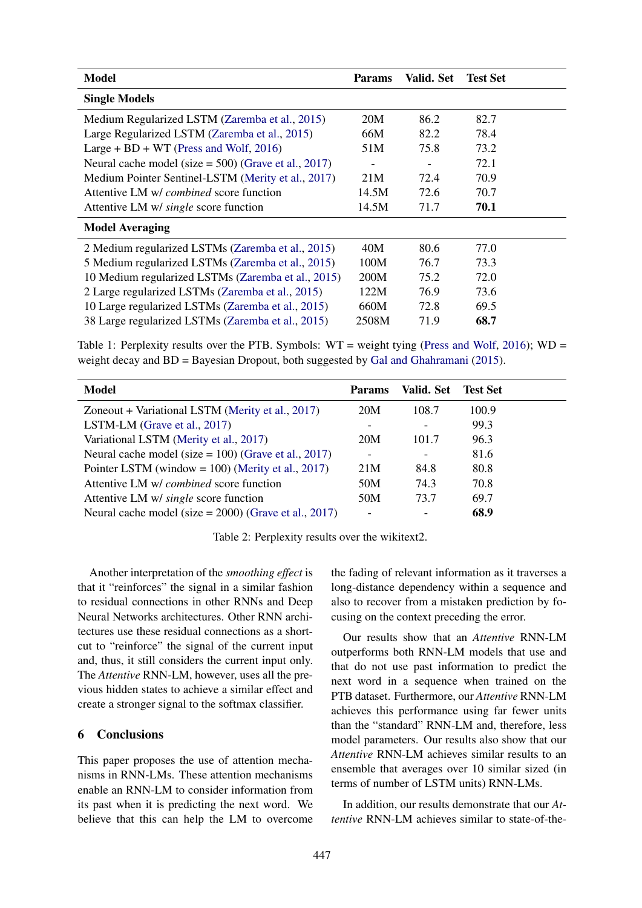| Model | Params | Valid. Set | Test Set |
|---|---|---|---|
| **Single Models** | | | |
| Medium Regularized LSTM (Zaremba et al., 2015) | 20M | 86.2 | 82.7 |
| Large Regularized LSTM (Zaremba et al., 2015) | 66M | 82.2 | 78.4 |
| Large + BD + WT (Press and Wolf, 2016) | 51M | 75.8 | 73.2 |
| Neural cache model (size = 500) (Grave et al., 2017) | - | - | 72.1 |
| Medium Pointer Sentinel-LSTM (Merity et al., 2017) | 21M | 72.4 | 70.9 |
| Attentive LM w/ *combined* score function | 14.5M | 72.6 | 70.7 |
| Attentive LM w/ *single* score function | 14.5M | 71.7 | **70.1** |
| **Model Averaging** | | | |
| 2 Medium regularized LSTMs (Zaremba et al., 2015) | 40M | 80.6 | 77.0 |
| 5 Medium regularized LSTMs (Zaremba et al., 2015) | 100M | 76.7 | 73.3 |
| 10 Medium regularized LSTMs (Zaremba et al., 2015) | 200M | 75.2 | 72.0 |
| 2 Large regularized LSTMs (Zaremba et al., 2015) | 122M | 76.9 | 73.6 |
| 10 Large regularized LSTMs (Zaremba et al., 2015) | 660M | 72.8 | 69.5 |
| 38 Large regularized LSTMs (Zaremba et al., 2015) | 2508M | 71.9 | **68.7** |

Table 1: Perplexity results over the PTB. Symbols: WT = weight tying (Press and Wolf, 2016); WD = weight decay and BD = Bayesian Dropout, both suggested by Gal and Ghahramani (2015).

| Model | Params | Valid. Set | Test Set |
|---|---|---|---|
| Zoneout + Variational LSTM (Merity et al., 2017) | 20M | 108.7 | 100.9 |
| LSTM-LM (Grave et al., 2017) | - | - | 99.3 |
| Variational LSTM (Merity et al., 2017) | 20M | 101.7 | 96.3 |
| Neural cache model (size = 100) (Grave et al., 2017) | - | - | 81.6 |
| Pointer LSTM (window = 100) (Merity et al., 2017) | 21M | 84.8 | 80.8 |
| Attentive LM w/ *combined* score function | 50M | 74.3 | 70.8 |
| Attentive LM w/ *single* score function | 50M | 73.7 | 69.7 |
| Neural cache model (size = 2000) (Grave et al., 2017) | - | - | **68.9** |

Table 2: Perplexity results over the wikitext2.

Another interpretation of the *smoothing effect* is that it "reinforces" the signal in a similar fashion to residual connections in other RNNs and Deep Neural Networks architectures. Other RNN architectures use these residual connections as a shortcut to "reinforce" the signal of the current input and, thus, it still considers the current input only. The *Attentive* RNN-LM, however, uses all the previous hidden states to achieve a similar effect and create a stronger signal to the softmax classifier.

## 6 Conclusions

This paper proposes the use of attention mechanisms in RNN-LMs. These attention mechanisms enable an RNN-LM to consider information from its past when it is predicting the next word. We believe that this can help the LM to overcome the fading of relevant information as it traverses a long-distance dependency within a sequence and also to recover from a mistaken prediction by focusing on the context preceding the error.

Our results show that an *Attentive* RNN-LM outperforms both RNN-LM models that use and that do not use past information to predict the next word in a sequence when trained on the PTB dataset. Furthermore, our *Attentive* RNN-LM achieves this performance using far fewer units than the "standard" RNN-LM and, therefore, less model parameters. Our results also show that our *Attentive* RNN-LM achieves similar results to an ensemble that averages over 10 similar sized (in terms of number of LSTM units) RNN-LMs.

In addition, our results demonstrate that our *Attentive* RNN-LM achieves similar to state-of-the-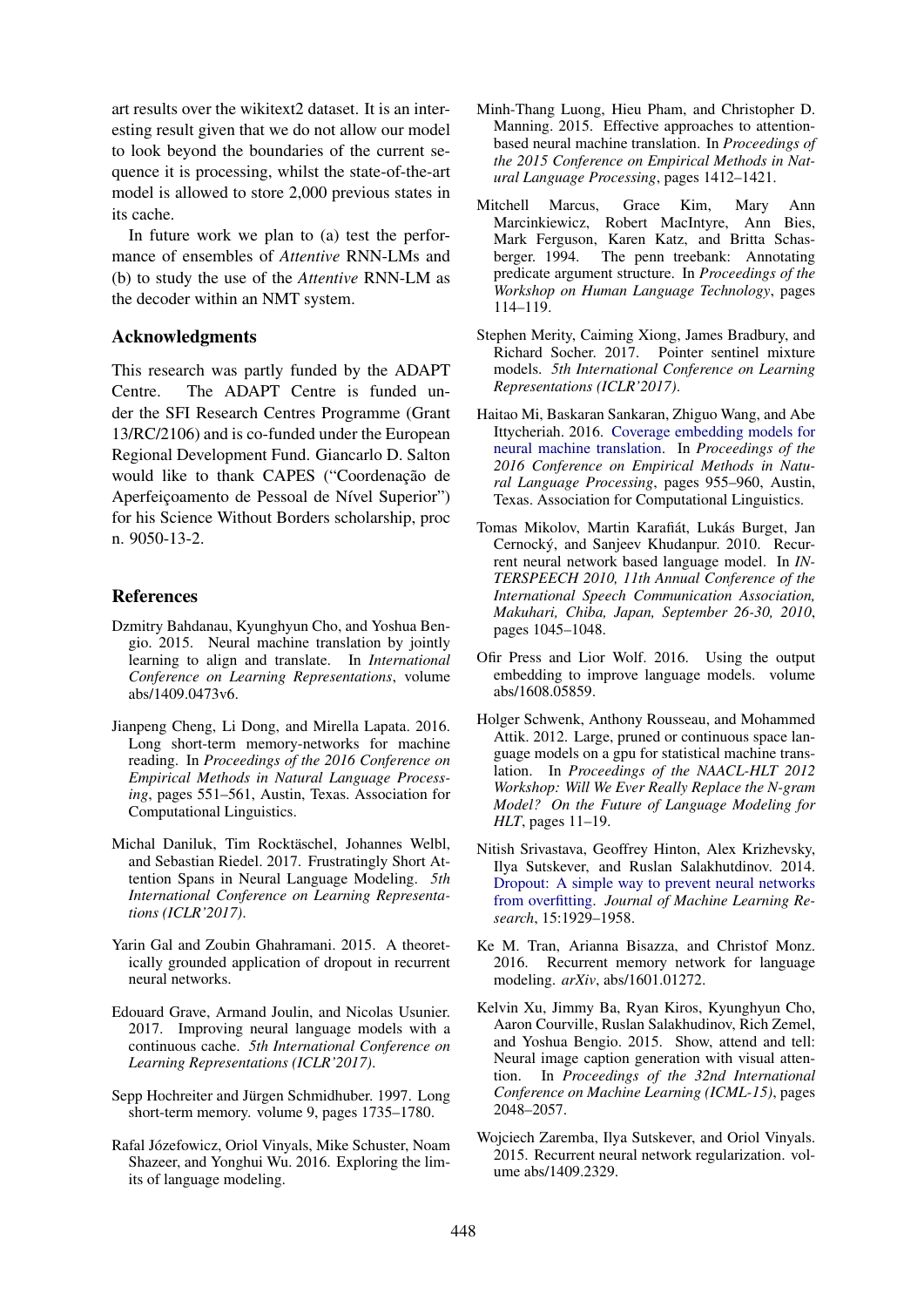art results over the wikitext2 dataset. It is an interesting result given that we do not allow our model to look beyond the boundaries of the current sequence it is processing, whilst the state-of-the-art model is allowed to store 2,000 previous states in its cache.

In future work we plan to (a) test the performance of ensembles of *Attentive* RNN-LMs and (b) to study the use of the *Attentive* RNN-LM as the decoder within an NMT system.

## Acknowledgments

This research was partly funded by the ADAPT Centre. The ADAPT Centre is funded under the SFI Research Centres Programme (Grant 13/RC/2106) and is co-funded under the European Regional Development Fund. Giancarlo D. Salton would like to thank CAPES ("Coordenação de Aperfeiçoamento de Pessoal de Nível Superior") for his Science Without Borders scholarship, proc n. 9050-13-2.

## References

Dzmitry Bahdanau, Kyunghyun Cho, and Yoshua Bengio. 2015. Neural machine translation by jointly learning to align and translate. In *International Conference on Learning Representations*, volume abs/1409.0473v6.

Jianpeng Cheng, Li Dong, and Mirella Lapata. 2016. Long short-term memory-networks for machine reading. In *Proceedings of the 2016 Conference on Empirical Methods in Natural Language Processing*, pages 551–561, Austin, Texas. Association for Computational Linguistics.

Michal Daniluk, Tim Rocktäschel, Johannes Welbl, and Sebastian Riedel. 2017. Frustratingly Short Attention Spans in Neural Language Modeling. *5th International Conference on Learning Representations (ICLR'2017)*.

Yarin Gal and Zoubin Ghahramani. 2015. A theoretically grounded application of dropout in recurrent neural networks.

Edouard Grave, Armand Joulin, and Nicolas Usunier. 2017. Improving neural language models with a continuous cache. *5th International Conference on Learning Representations (ICLR'2017)*.

Sepp Hochreiter and Jürgen Schmidhuber. 1997. Long short-term memory. volume 9, pages 1735–1780.

Rafal Józefowicz, Oriol Vinyals, Mike Schuster, Noam Shazeer, and Yonghui Wu. 2016. Exploring the limits of language modeling.

Minh-Thang Luong, Hieu Pham, and Christopher D. Manning. 2015. Effective approaches to attention-based neural machine translation. In *Proceedings of the 2015 Conference on Empirical Methods in Natural Language Processing*, pages 1412–1421.

Mitchell Marcus, Grace Kim, Mary Ann Marcinkiewicz, Robert MacIntyre, Ann Bies, Mark Ferguson, Karen Katz, and Britta Schasberger. 1994. The penn treebank: Annotating predicate argument structure. In *Proceedings of the Workshop on Human Language Technology*, pages 114–119.

Stephen Merity, Caiming Xiong, James Bradbury, and Richard Socher. 2017. Pointer sentinel mixture models. *5th International Conference on Learning Representations (ICLR'2017)*.

Haitao Mi, Baskaran Sankaran, Zhiguo Wang, and Abe Ittycheriah. 2016. Coverage embedding models for neural machine translation. In *Proceedings of the 2016 Conference on Empirical Methods in Natural Language Processing*, pages 955–960, Austin, Texas. Association for Computational Linguistics.

Tomas Mikolov, Martin Karafiát, Lukás Burget, Jan Cernocký, and Sanjeev Khudanpur. 2010. Recurrent neural network based language model. In *INTERSPEECH 2010, 11th Annual Conference of the International Speech Communication Association, Makuhari, Chiba, Japan, September 26-30, 2010*, pages 1045–1048.

Ofir Press and Lior Wolf. 2016. Using the output embedding to improve language models. volume abs/1608.05859.

Holger Schwenk, Anthony Rousseau, and Mohammed Attik. 2012. Large, pruned or continuous space language models on a gpu for statistical machine translation. In *Proceedings of the NAACL-HLT 2012 Workshop: Will We Ever Really Replace the N-gram Model? On the Future of Language Modeling for HLT*, pages 11–19.

Nitish Srivastava, Geoffrey Hinton, Alex Krizhevsky, Ilya Sutskever, and Ruslan Salakhutdinov. 2014. Dropout: A simple way to prevent neural networks from overfitting. *Journal of Machine Learning Research*, 15:1929–1958.

Ke M. Tran, Arianna Bisazza, and Christof Monz. 2016. Recurrent memory network for language modeling. *arXiv*, abs/1601.01272.

Kelvin Xu, Jimmy Ba, Ryan Kiros, Kyunghyun Cho, Aaron Courville, Ruslan Salakhudinov, Rich Zemel, and Yoshua Bengio. 2015. Show, attend and tell: Neural image caption generation with visual attention. In *Proceedings of the 32nd International Conference on Machine Learning (ICML-15)*, pages 2048–2057.

Wojciech Zaremba, Ilya Sutskever, and Oriol Vinyals. 2015. Recurrent neural network regularization. volume abs/1409.2329.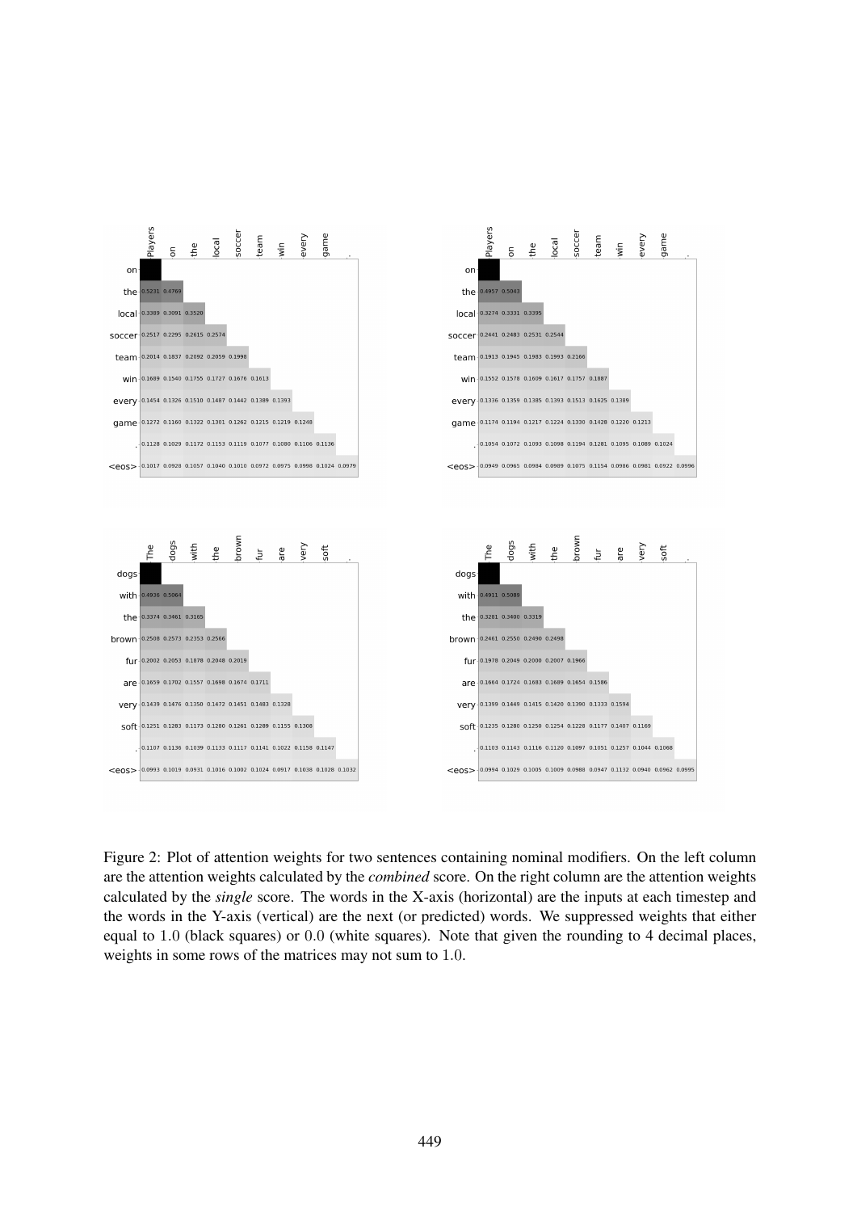Players on the local soccer team win every game .

on

the 0.5231 0.4769

local 0.3389 0.3091 0.3520

soccer 0.2517 0.2295 0.2615 0.2574

team 0.2014 0.1837 0.2092 0.2059 0.1998

win 0.1689 0.1540 0.1755 0.1727 0.1676 0.1613

every 0.1454 0.1326 0.1510 0.1487 0.1442 0.1389 0.1393

game 0.1272 0.1160 0.1322 0.1301 0.1262 0.1215 0.1219 0.1248

. 0.1128 0.1029 0.1172 0.1153 0.1119 0.1077 0.1080 0.1106 0.1136

<eos> 0.1017 0.0928 0.1057 0.1040 0.1010 0.0972 0.0975 0.0998 0.1024 0.0979

Players on the local soccer team win every game .

on

the 0.4957 0.5043

local 0.3274 0.3331 0.3395

soccer 0.2441 0.2483 0.2531 0.2544

team 0.1913 0.1945 0.1983 0.1993 0.2166

win 0.1552 0.1578 0.1609 0.1617 0.1757 0.1887

every 0.1336 0.1359 0.1385 0.1393 0.1513 0.1625 0.1389

game 0.1174 0.1194 0.1217 0.1224 0.1330 0.1428 0.1220 0.1213

. 0.1054 0.1072 0.1093 0.1098 0.1194 0.1281 0.1095 0.1089 0.1024

<eos> 0.0949 0.0965 0.0984 0.0989 0.1075 0.1154 0.0986 0.0981 0.0922 0.0996

The dogs with the brown fur are very soft .

dogs

with 0.4936 0.5064

the 0.3374 0.3461 0.3165

brown 0.2508 0.2573 0.2353 0.2566

fur 0.2002 0.2053 0.1878 0.2048 0.2019

are 0.1659 0.1702 0.1557 0.1698 0.1674 0.1711

very 0.1439 0.1476 0.1350 0.1472 0.1451 0.1483 0.1328

soft 0.1251 0.1283 0.1173 0.1280 0.1261 0.1289 0.1155 0.1308

. 0.1107 0.1136 0.1039 0.1133 0.1117 0.1141 0.1022 0.1158 0.1147

<eos> 0.0993 0.1019 0.0931 0.1016 0.1002 0.1024 0.0917 0.1038 0.1028 0.1032

The dogs with the brown fur are very soft .

dogs

with 0.4911 0.5089

the 0.3281 0.3400 0.3319

brown 0.2461 0.2550 0.2490 0.2498

fur 0.1978 0.2049 0.2000 0.2007 0.1966

are 0.1664 0.1724 0.1683 0.1689 0.1654 0.1586

very 0.1399 0.1449 0.1415 0.1420 0.1390 0.1333 0.1594

soft 0.1235 0.1280 0.1250 0.1254 0.1228 0.1177 0.1407 0.1169

. 0.1103 0.1143 0.1116 0.1120 0.1097 0.1051 0.1257 0.1044 0.1068

<eos> 0.0994 0.1029 0.1005 0.1009 0.0988 0.0947 0.1132 0.0940 0.0962 0.0995

Figure 2: Plot of attention weights for two sentences containing nominal modifiers. On the left column are the attention weights calculated by the *combined* score. On the right column are the attention weights calculated by the *single* score. The words in the X-axis (horizontal) are the inputs at each timestep and the words in the Y-axis (vertical) are the next (or predicted) words. We suppressed weights that either equal to 1.0 (black squares) or 0.0 (white squares). Note that given the rounding to 4 decimal places, weights in some rows of the matrices may not sum to 1.0.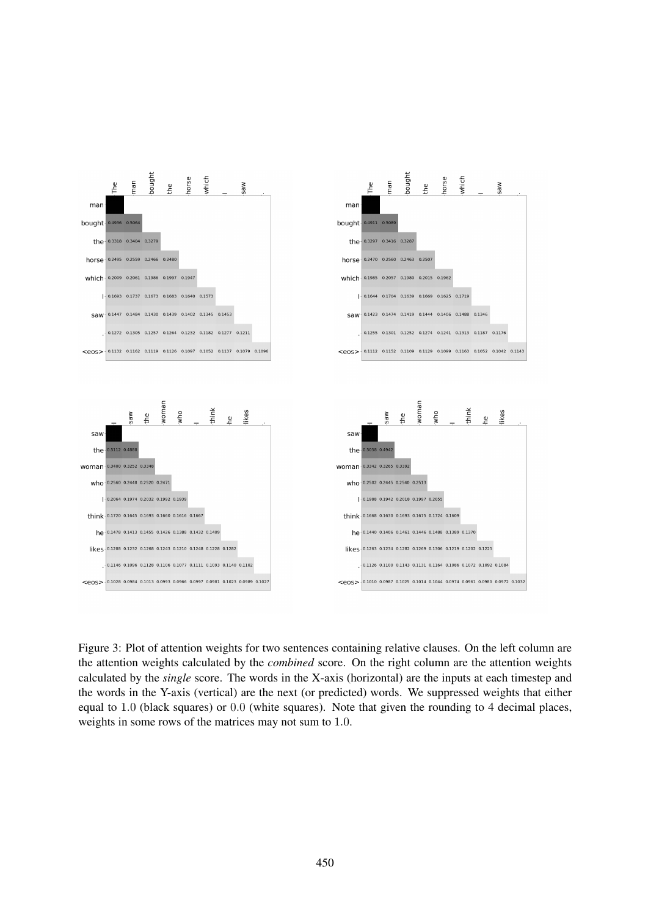The man bought the horse which I saw .

man
bought 0.4936 0.5064
the 0.3318 0.3404 0.3279
horse 0.2495 0.2559 0.2466 0.2480
which 0.2009 0.2061 0.1986 0.1997 0.1947
I 0.1693 0.1737 0.1673 0.1683 0.1640 0.1573
saw 0.1447 0.1484 0.1430 0.1439 0.1402 0.1345 0.1453
. 0.1272 0.1305 0.1257 0.1264 0.1232 0.1182 0.1277 0.1211
<eos> 0.1132 0.1162 0.1119 0.1126 0.1097 0.1052 0.1137 0.1079 0.1096

The man bought the horse which I saw .

man
bought 0.4911 0.5089
the 0.3297 0.3416 0.3287
horse 0.2470 0.2560 0.2463 0.2507
which 0.1985 0.2057 0.1980 0.2015 0.1962
I 0.1644 0.1704 0.1639 0.1669 0.1625 0.1719
saw 0.1423 0.1474 0.1419 0.1444 0.1406 0.1488 0.1346
. 0.1255 0.1301 0.1252 0.1274 0.1241 0.1313 0.1187 0.1176
<eos> 0.1112 0.1152 0.1109 0.1129 0.1099 0.1163 0.1052 0.1042 0.1143

I saw the woman who I think he likes .

saw
the 0.5112 0.4888
woman 0.3400 0.3252 0.3348
who 0.2560 0.2448 0.2520 0.2471
I 0.2064 0.1974 0.2032 0.1992 0.1939
think 0.1720 0.1645 0.1693 0.1660 0.1616 0.1667
he 0.1478 0.1413 0.1455 0.1426 0.1388 0.1432 0.1409
likes 0.1288 0.1232 0.1268 0.1243 0.1210 0.1248 0.1228 0.1282
. 0.1146 0.1096 0.1128 0.1106 0.1077 0.1111 0.1093 0.1140 0.1102
<eos> 0.1028 0.0984 0.1013 0.0993 0.0966 0.0997 0.0981 0.1023 0.0989 0.1027

I saw the woman who I think he likes .

saw
the 0.5058 0.4942
woman 0.3342 0.3265 0.3392
who 0.2502 0.2445 0.2540 0.2513
I 0.1988 0.1942 0.2018 0.1997 0.2055
think 0.1668 0.1630 0.1693 0.1675 0.1724 0.1609
he 0.1440 0.1406 0.1461 0.1446 0.1488 0.1389 0.1370
likes 0.1263 0.1234 0.1282 0.1269 0.1306 0.1219 0.1202 0.1225
. 0.1126 0.1100 0.1143 0.1131 0.1164 0.1086 0.1072 0.1092 0.1084
<eos> 0.1010 0.0987 0.1025 0.1014 0.1044 0.0974 0.0961 0.0980 0.0972 0.1032

Figure 3: Plot of attention weights for two sentences containing relative clauses. On the left column are the attention weights calculated by the *combined* score. On the right column are the attention weights calculated by the *single* score. The words in the X-axis (horizontal) are the inputs at each timestep and the words in the Y-axis (vertical) are the next (or predicted) words. We suppressed weights that either equal to 1.0 (black squares) or 0.0 (white squares). Note that given the rounding to 4 decimal places, weights in some rows of the matrices may not sum to 1.0.